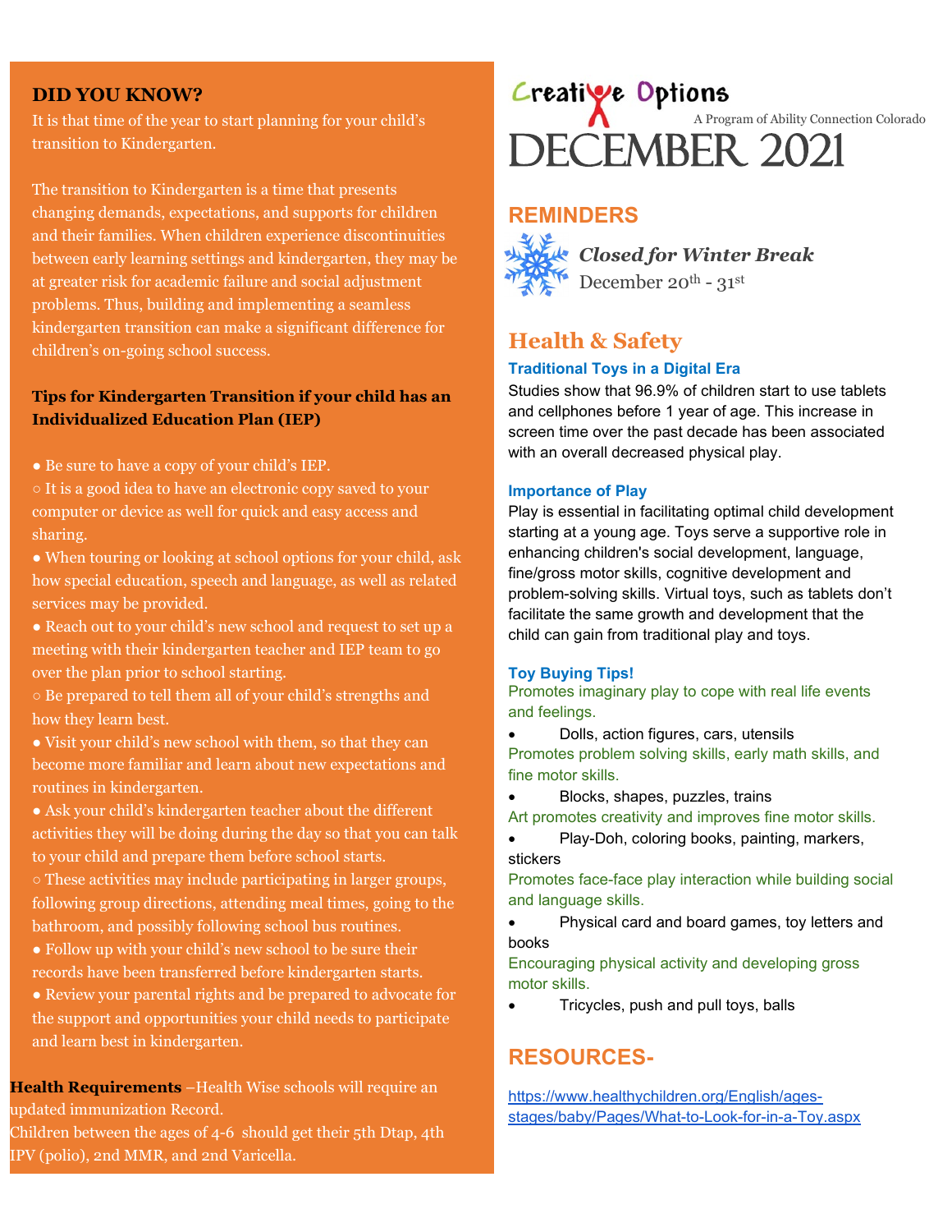# Creative Options

A Program of Ability Connection Colorado

# DECEMBER 2021

## REMINDERS

***Closed for Winter Break***

December 20th - 31st

## Health & Safety

### Traditional Toys in a Digital Era

Studies show that 96.9% of children start to use tablets and cellphones before 1 year of age. This increase in screen time over the past decade has been associated with an overall decreased physical play.

### Importance of Play

Play is essential in facilitating optimal child development starting at a young age. Toys serve a supportive role in enhancing children's social development, language, fine/gross motor skills, cognitive development and problem-solving skills. Virtual toys, such as tablets don't facilitate the same growth and development that the child can gain from traditional play and toys.

### Toy Buying Tips!

Promotes imaginary play to cope with real life events and feelings.

- Dolls, action figures, cars, utensils

Promotes problem solving skills, early math skills, and fine motor skills.

- Blocks, shapes, puzzles, trains

Art promotes creativity and improves fine motor skills.

- Play-Doh, coloring books, painting, markers, stickers

Promotes face-face play interaction while building social and language skills.

- Physical card and board games, toy letters and books

Encouraging physical activity and developing gross motor skills.

- Tricycles, push and pull toys, balls

## RESOURCES-

https://www.healthychildren.org/English/ages-stages/baby/Pages/What-to-Look-for-in-a-Toy.aspx

## DID YOU KNOW?

It is that time of the year to start planning for your child's transition to Kindergarten.

The transition to Kindergarten is a time that presents changing demands, expectations, and supports for children and their families. When children experience discontinuities between early learning settings and kindergarten, they may be at greater risk for academic failure and social adjustment problems. Thus, building and implementing a seamless kindergarten transition can make a significant difference for children's on-going school success.

**Tips for Kindergarten Transition if your child has an Individualized Education Plan (IEP)**

- Be sure to have a copy of your child's IEP.
  - It is a good idea to have an electronic copy saved to your computer or device as well for quick and easy access and sharing.
- When touring or looking at school options for your child, ask how special education, speech and language, as well as related services may be provided.
- Reach out to your child's new school and request to set up a meeting with their kindergarten teacher and IEP team to go over the plan prior to school starting.
  - Be prepared to tell them all of your child's strengths and how they learn best.
- Visit your child's new school with them, so that they can become more familiar and learn about new expectations and routines in kindergarten.
- Ask your child's kindergarten teacher about the different activities they will be doing during the day so that you can talk to your child and prepare them before school starts.
  - These activities may include participating in larger groups, following group directions, attending meal times, going to the bathroom, and possibly following school bus routines.
- Follow up with your child's new school to be sure their records have been transferred before kindergarten starts.
- Review your parental rights and be prepared to advocate for the support and opportunities your child needs to participate and learn best in kindergarten.

**Health Requirements** –Health Wise schools will require an updated immunization Record.
Children between the ages of 4-6 should get their 5th Dtap, 4th IPV (polio), 2nd MMR, and 2nd Varicella.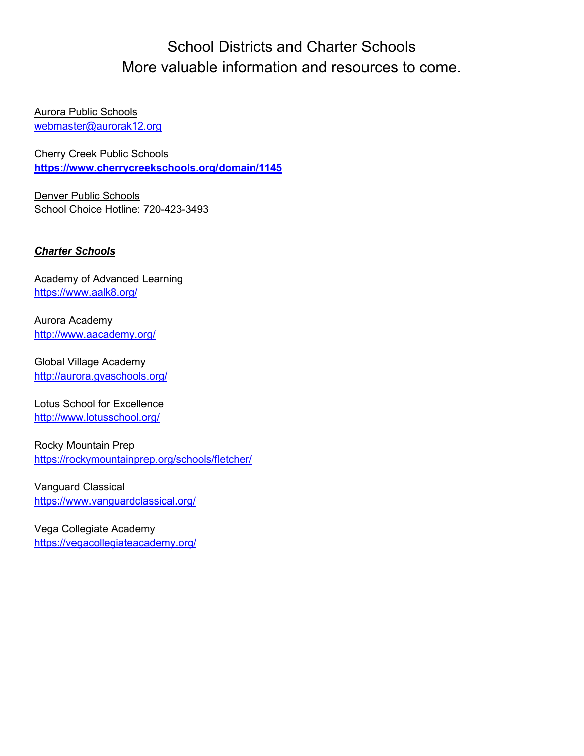# School Districts and Charter Schools
# More valuable information and resources to come.

Aurora Public Schools
webmaster@aurorak12.org

Cherry Creek Public Schools
**https://www.cherrycreekschools.org/domain/1145**

Denver Public Schools
School Choice Hotline: 720-423-3493

***Charter Schools***

Academy of Advanced Learning
https://www.aalk8.org/

Aurora Academy
http://www.aacademy.org/

Global Village Academy
http://aurora.gvaschools.org/

Lotus School for Excellence
http://www.lotusschool.org/

Rocky Mountain Prep
https://rockymountainprep.org/schools/fletcher/

Vanguard Classical
https://www.vanguardclassical.org/

Vega Collegiate Academy
https://vegacollegiateacademy.org/